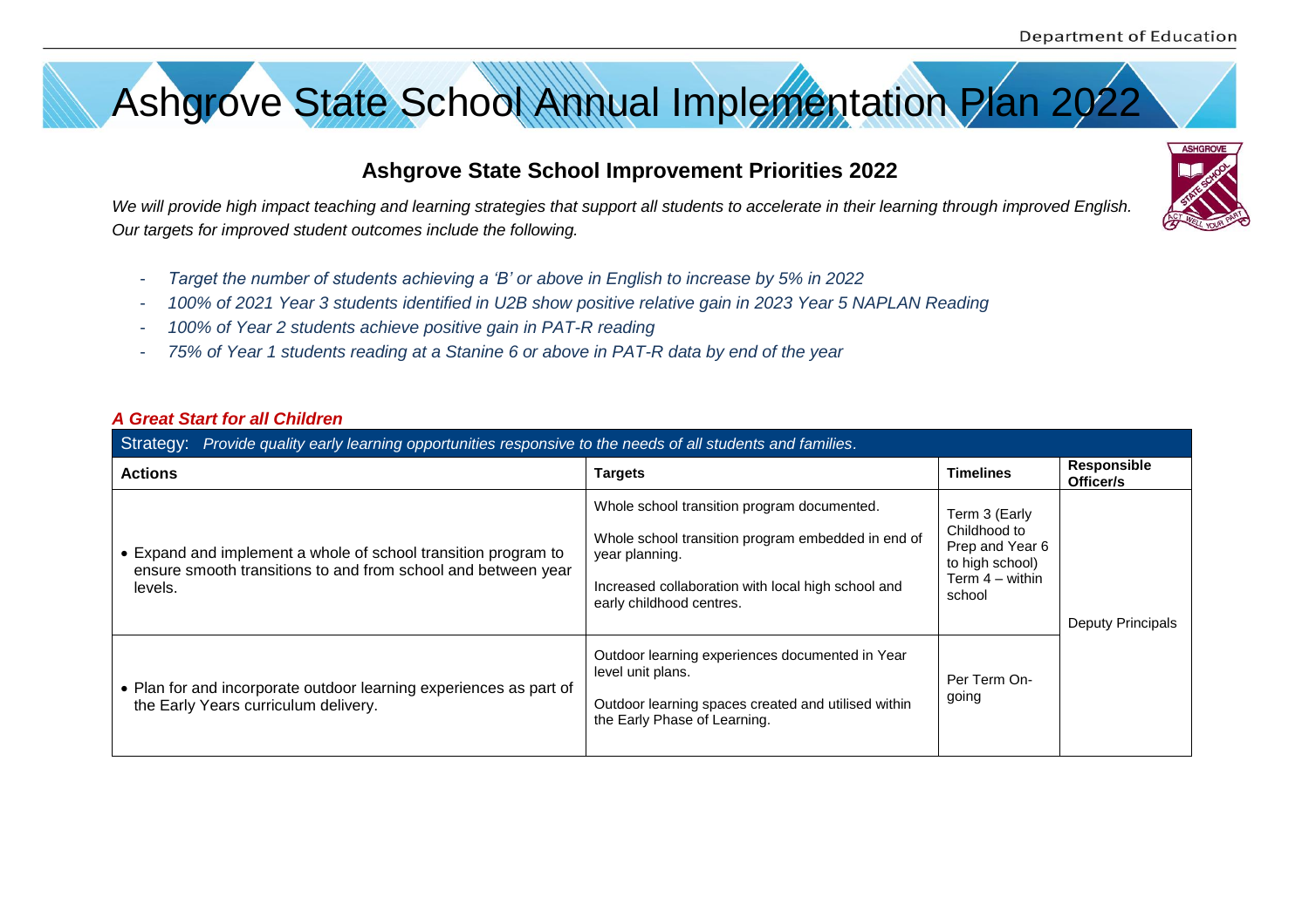# Ashgrove State School Annual Implementation Plan 2022

## Ashgrove State School Improvement Priorities 2022

*We will provide high impact teaching and learning strategies that support all students to accelerate in their learning through improved English. Our targets for improved student outcomes include the following.*

- *Target the number of students achieving a 'B' or above in English to increase by 5% in 2022*
- *100% of 2021 Year 3 students identified in U2B show positive relative gain in 2023 Year 5 NAPLAN Reading*
- *100% of Year 2 students achieve positive gain in PAT-R reading*
- *75% of Year 1 students reading at a Stanine 6 or above in PAT-R data by end of the year*

### *A Great Start for all Children*

| Strategy: *Provide quality early learning opportunities responsive to the needs of all students and families.* | | | |
|---|---|---|---|
| **Actions** | **Targets** | **Timelines** | **Responsible Officer/s** |
| • Expand and implement a whole of school transition program to ensure smooth transitions to and from school and between year levels. | Whole school transition program documented.<br><br>Whole school transition program embedded in end of year planning.<br><br>Increased collaboration with local high school and early childhood centres. | Term 3 (Early Childhood to Prep and Year 6 to high school)<br>Term 4 – within school | Deputy Principals |
| • Plan for and incorporate outdoor learning experiences as part of the Early Years curriculum delivery. | Outdoor learning experiences documented in Year level unit plans.<br><br>Outdoor learning spaces created and utilised within the Early Phase of Learning. | Per Term On-going | |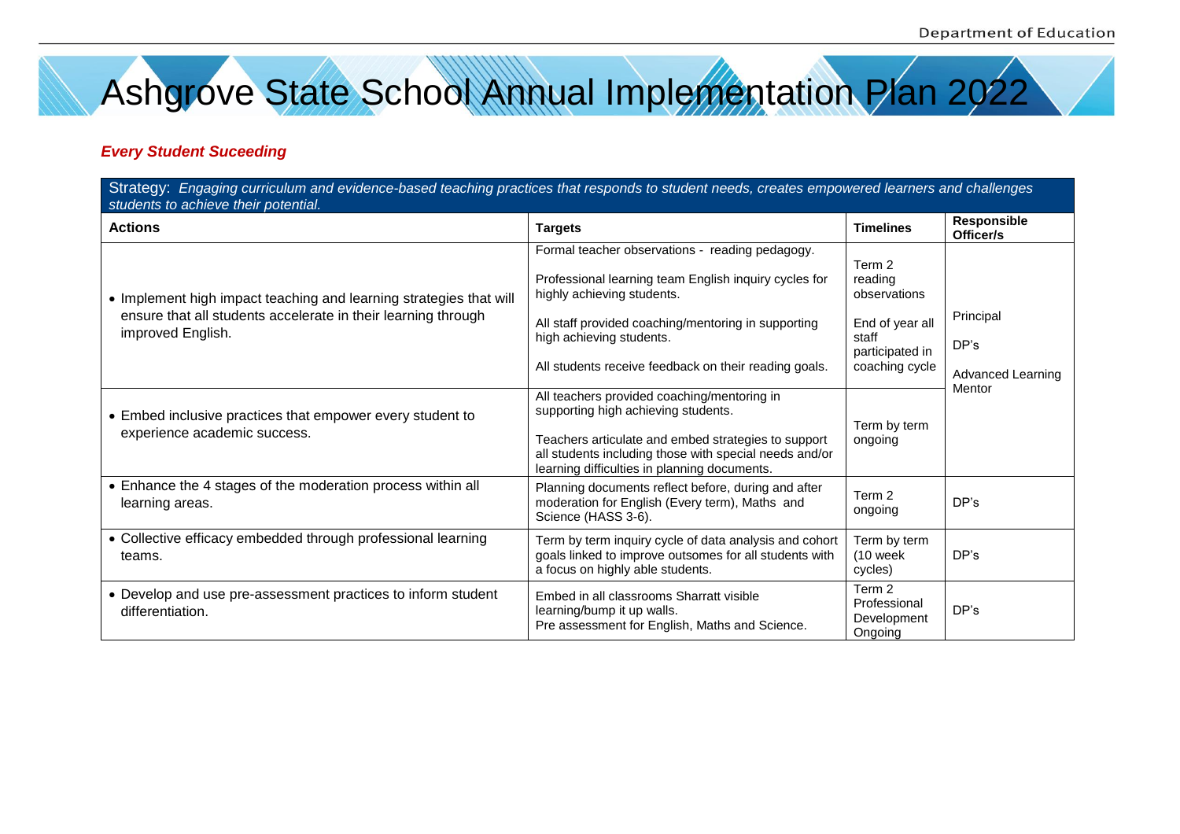# Ashgrove State School Annual Implementation Plan 2022

***Every Student Suceeding***

| Strategy: *Engaging curriculum and evidence-based teaching practices that responds to student needs, creates empowered learners and challenges students to achieve their potential.* | | | |
|---|---|---|---|
| **Actions** | **Targets** | **Timelines** | **Responsible Officer/s** |
| • Implement high impact teaching and learning strategies that will ensure that all students accelerate in their learning through improved English. | Formal teacher observations - reading pedagogy.<br><br>Professional learning team English inquiry cycles for highly achieving students.<br><br>All staff provided coaching/mentoring in supporting high achieving students.<br><br>All students receive feedback on their reading goals. | Term 2 reading observations<br><br>End of year all staff participated in coaching cycle | Principal<br><br>DP's<br><br>Advanced Learning Mentor |
| • Embed inclusive practices that empower every student to experience academic success. | All teachers provided coaching/mentoring in supporting high achieving students.<br><br>Teachers articulate and embed strategies to support all students including those with special needs and/or learning difficulties in planning documents. | Term by term ongoing | |
| • Enhance the 4 stages of the moderation process within all learning areas. | Planning documents reflect before, during and after moderation for English (Every term), Maths and Science (HASS 3-6). | Term 2 ongoing | DP's |
| • Collective efficacy embedded through professional learning teams. | Term by term inquiry cycle of data analysis and cohort goals linked to improve outsomes for all students with a focus on highly able students. | Term by term (10 week cycles) | DP's |
| • Develop and use pre-assessment practices to inform student differentiation. | Embed in all classrooms Sharratt visible learning/bump it up walls.<br>Pre assessment for English, Maths and Science. | Term 2 Professional Development Ongoing | DP's |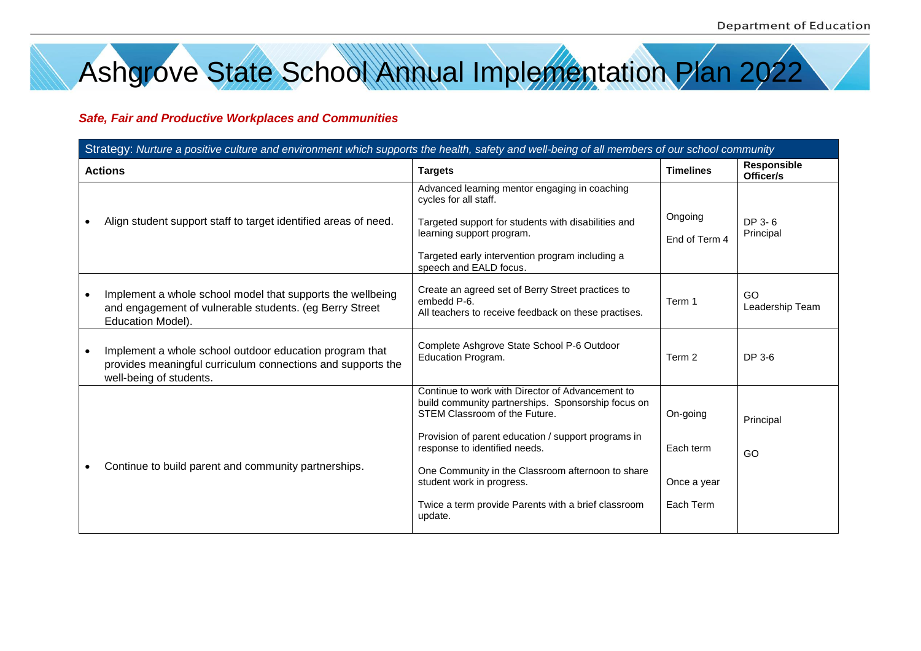# Ashgrove State School Annual Implementation Plan 2022

***Safe, Fair and Productive Workplaces and Communities***

| Strategy: *Nurture a positive culture and environment which supports the health, safety and well-being of all members of our school community* | | | |
|---|---|---|---|
| **Actions** | **Targets** | **Timelines** | **Responsible Officer/s** |
| • Align student support staff to target identified areas of need. | Advanced learning mentor engaging in coaching cycles for all staff.<br><br>Targeted support for students with disabilities and learning support program.<br><br>Targeted early intervention program including a speech and EALD focus. | Ongoing<br><br>End of Term 4 | DP 3- 6<br>Principal |
| • Implement a whole school model that supports the wellbeing and engagement of vulnerable students. (eg Berry Street Education Model). | Create an agreed set of Berry Street practices to embedd P-6.<br>All teachers to receive feedback on these practises. | Term 1 | GO<br>Leadership Team |
| • Implement a whole school outdoor education program that provides meaningful curriculum connections and supports the well-being of students. | Complete Ashgrove State School P-6 Outdoor Education Program. | Term 2 | DP 3-6 |
| • Continue to build parent and community partnerships. | Continue to work with Director of Advancement to build community partnerships. Sponsorship focus on STEM Classroom of the Future.<br><br>Provision of parent education / support programs in response to identified needs.<br><br>One Community in the Classroom afternoon to share student work in progress.<br><br>Twice a term provide Parents with a brief classroom update. | On-going<br><br>Each term<br><br>Once a year<br><br>Each Term | Principal<br><br>GO |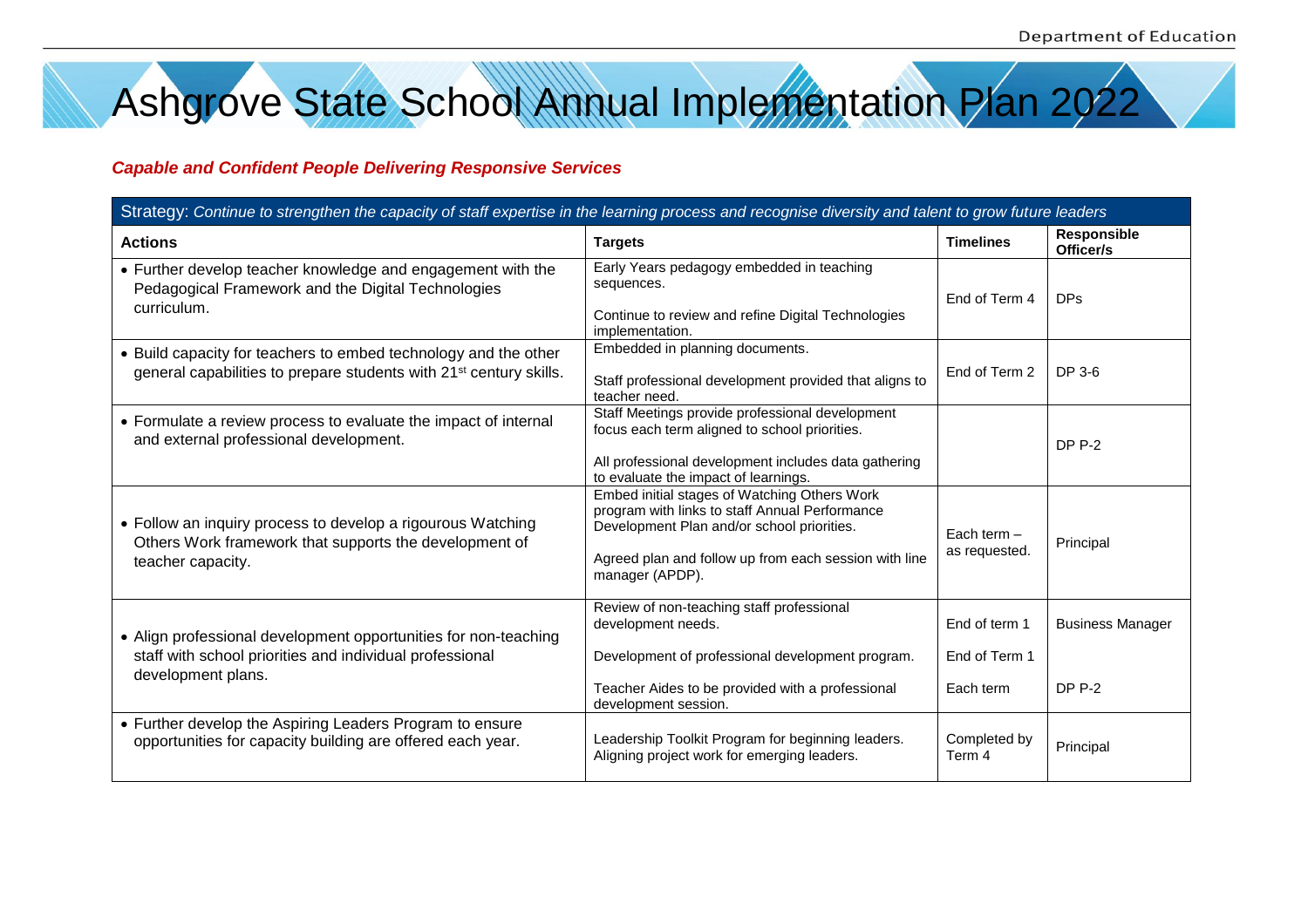# Ashgrove State School Annual Implementation Plan 2022

***Capable and Confident People Delivering Responsive Services***

| Strategy: *Continue to strengthen the capacity of staff expertise in the learning process and recognise diversity and talent to grow future leaders* | | | |
|---|---|---|---|
| **Actions** | **Targets** | **Timelines** | **Responsible Officer/s** |
| • Further develop teacher knowledge and engagement with the Pedagogical Framework and the Digital Technologies curriculum. | Early Years pedagogy embedded in teaching sequences.<br><br>Continue to review and refine Digital Technologies implementation. | End of Term 4 | DPs |
| • Build capacity for teachers to embed technology and the other general capabilities to prepare students with 21st century skills. | Embedded in planning documents.<br><br>Staff professional development provided that aligns to teacher need. | End of Term 2 | DP 3-6 |
| • Formulate a review process to evaluate the impact of internal and external professional development. | Staff Meetings provide professional development focus each term aligned to school priorities.<br><br>All professional development includes data gathering to evaluate the impact of learnings. | | DP P-2 |
| • Follow an inquiry process to develop a rigorous Watching Others Work framework that supports the development of teacher capacity. | Embed initial stages of Watching Others Work program with links to staff Annual Performance Development Plan and/or school priorities.<br><br>Agreed plan and follow up from each session with line manager (APDP). | Each term – as requested. | Principal |
| • Align professional development opportunities for non-teaching staff with school priorities and individual professional development plans. | Review of non-teaching staff professional development needs.<br><br>Development of professional development program.<br><br>Teacher Aides to be provided with a professional development session. | End of term 1<br><br>End of Term 1<br><br>Each term | Business Manager<br><br><br><br>DP P-2 |
| • Further develop the Aspiring Leaders Program to ensure opportunities for capacity building are offered each year. | Leadership Toolkit Program for beginning leaders. Aligning project work for emerging leaders. | Completed by Term 4 | Principal |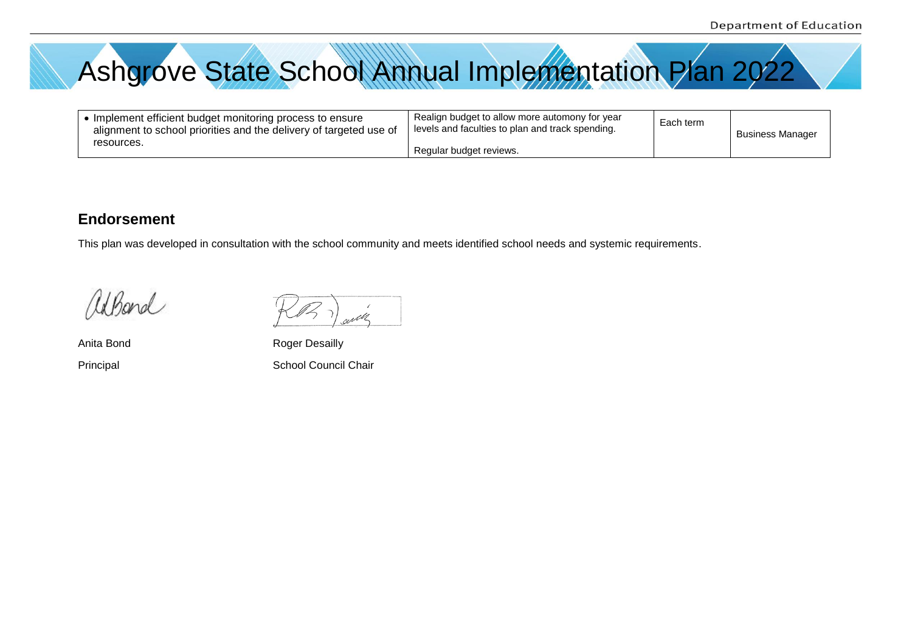# Ashgrove State School Annual Implementation Plan 2022

| | | | |
|---|---|---|---|
| • Implement efficient budget monitoring process to ensure alignment to school priorities and the delivery of targeted use of resources. | Realign budget to allow more automony for year levels and faculties to plan and track spending.<br><br>Regular budget reviews. | Each term | Business Manager |

## Endorsement

This plan was developed in consultation with the school community and meets identified school needs and systemic requirements.

Anita Bond
Principal

Roger Desailly
School Council Chair